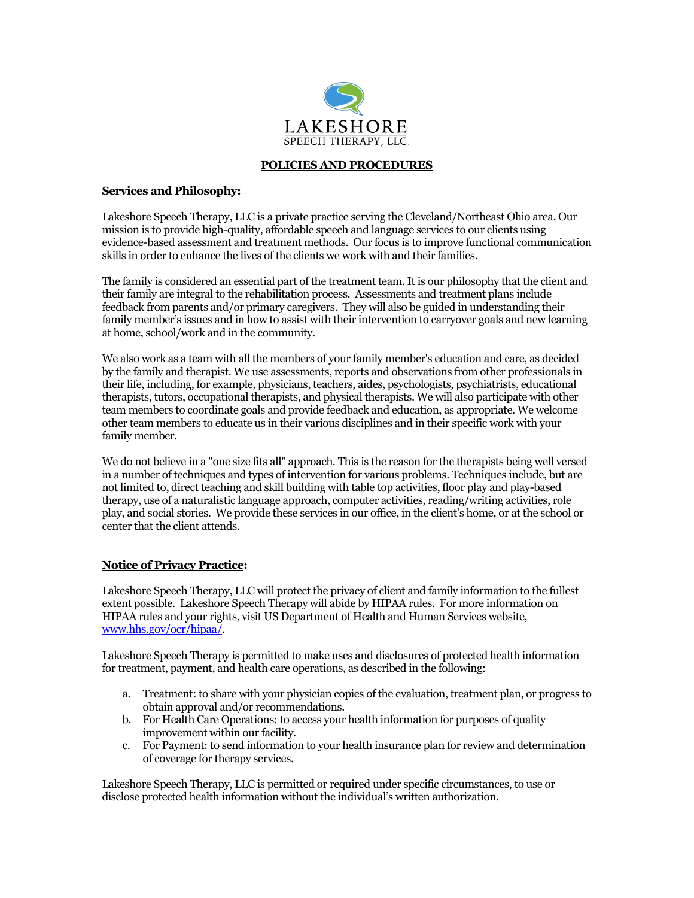LAKESHORE
SPEECH THERAPY, LLC.

# POLICIES AND PROCEDURES

## Services and Philosophy:

Lakeshore Speech Therapy, LLC is a private practice serving the Cleveland/Northeast Ohio area. Our mission is to provide high-quality, affordable speech and language services to our clients using evidence-based assessment and treatment methods. Our focus is to improve functional communication skills in order to enhance the lives of the clients we work with and their families.

The family is considered an essential part of the treatment team. It is our philosophy that the client and their family are integral to the rehabilitation process. Assessments and treatment plans include feedback from parents and/or primary caregivers. They will also be guided in understanding their family member's issues and in how to assist with their intervention to carryover goals and new learning at home, school/work and in the community.

We also work as a team with all the members of your family member's education and care, as decided by the family and therapist. We use assessments, reports and observations from other professionals in their life, including, for example, physicians, teachers, aides, psychologists, psychiatrists, educational therapists, tutors, occupational therapists, and physical therapists. We will also participate with other team members to coordinate goals and provide feedback and education, as appropriate. We welcome other team members to educate us in their various disciplines and in their specific work with your family member.

We do not believe in a "one size fits all" approach. This is the reason for the therapists being well versed in a number of techniques and types of intervention for various problems. Techniques include, but are not limited to, direct teaching and skill building with table top activities, floor play and play-based therapy, use of a naturalistic language approach, computer activities, reading/writing activities, role play, and social stories. We provide these services in our office, in the client's home, or at the school or center that the client attends.

## Notice of Privacy Practice:

Lakeshore Speech Therapy, LLC will protect the privacy of client and family information to the fullest extent possible. Lakeshore Speech Therapy will abide by HIPAA rules. For more information on HIPAA rules and your rights, visit US Department of Health and Human Services website, [www.hhs.gov/ocr/hipaa/](http://www.hhs.gov/ocr/hipaa/).

Lakeshore Speech Therapy is permitted to make uses and disclosures of protected health information for treatment, payment, and health care operations, as described in the following:

a. Treatment: to share with your physician copies of the evaluation, treatment plan, or progress to obtain approval and/or recommendations.
b. For Health Care Operations: to access your health information for purposes of quality improvement within our facility.
c. For Payment: to send information to your health insurance plan for review and determination of coverage for therapy services.

Lakeshore Speech Therapy, LLC is permitted or required under specific circumstances, to use or disclose protected health information without the individual's written authorization.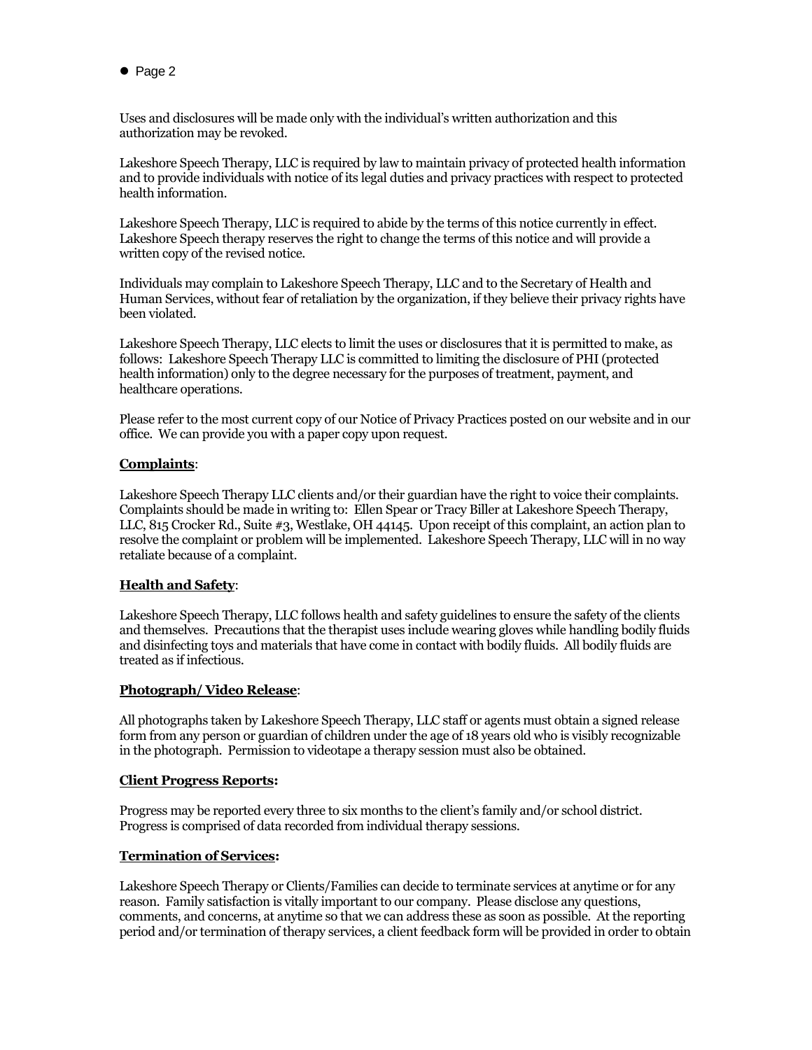Uses and disclosures will be made only with the individual's written authorization and this authorization may be revoked.

Lakeshore Speech Therapy, LLC is required by law to maintain privacy of protected health information and to provide individuals with notice of its legal duties and privacy practices with respect to protected health information.

Lakeshore Speech Therapy, LLC is required to abide by the terms of this notice currently in effect. Lakeshore Speech therapy reserves the right to change the terms of this notice and will provide a written copy of the revised notice.

Individuals may complain to Lakeshore Speech Therapy, LLC and to the Secretary of Health and Human Services, without fear of retaliation by the organization, if they believe their privacy rights have been violated.

Lakeshore Speech Therapy, LLC elects to limit the uses or disclosures that it is permitted to make, as follows: Lakeshore Speech Therapy LLC is committed to limiting the disclosure of PHI (protected health information) only to the degree necessary for the purposes of treatment, payment, and healthcare operations.

Please refer to the most current copy of our Notice of Privacy Practices posted on our website and in our office. We can provide you with a paper copy upon request.

**<u>Complaints</u>**:

Lakeshore Speech Therapy LLC clients and/or their guardian have the right to voice their complaints. Complaints should be made in writing to: Ellen Spear or Tracy Biller at Lakeshore Speech Therapy, LLC, 815 Crocker Rd., Suite #3, Westlake, OH 44145. Upon receipt of this complaint, an action plan to resolve the complaint or problem will be implemented. Lakeshore Speech Therapy, LLC will in no way retaliate because of a complaint.

**<u>Health and Safety</u>**:

Lakeshore Speech Therapy, LLC follows health and safety guidelines to ensure the safety of the clients and themselves. Precautions that the therapist uses include wearing gloves while handling bodily fluids and disinfecting toys and materials that have come in contact with bodily fluids. All bodily fluids are treated as if infectious.

**<u>Photograph/ Video Release</u>**:

All photographs taken by Lakeshore Speech Therapy, LLC staff or agents must obtain a signed release form from any person or guardian of children under the age of 18 years old who is visibly recognizable in the photograph. Permission to videotape a therapy session must also be obtained.

**<u>Client Progress Reports</u>:**

Progress may be reported every three to six months to the client's family and/or school district. Progress is comprised of data recorded from individual therapy sessions.

**<u>Termination of Services</u>:**

Lakeshore Speech Therapy or Clients/Families can decide to terminate services at anytime or for any reason. Family satisfaction is vitally important to our company. Please disclose any questions, comments, and concerns, at anytime so that we can address these as soon as possible. At the reporting period and/or termination of therapy services, a client feedback form will be provided in order to obtain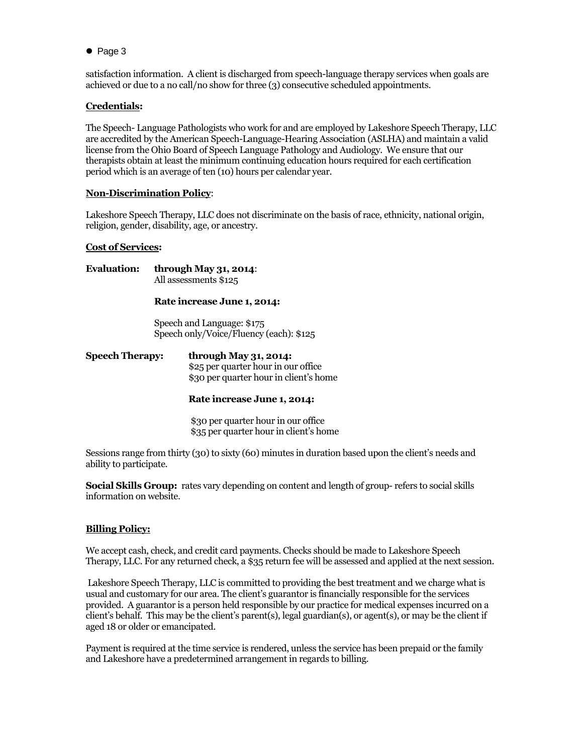satisfaction information. A client is discharged from speech-language therapy services when goals are achieved or due to a no call/no show for three (3) consecutive scheduled appointments.

**Credentials:**

The Speech- Language Pathologists who work for and are employed by Lakeshore Speech Therapy, LLC are accredited by the American Speech-Language-Hearing Association (ASLHA) and maintain a valid license from the Ohio Board of Speech Language Pathology and Audiology. We ensure that our therapists obtain at least the minimum continuing education hours required for each certification period which is an average of ten (10) hours per calendar year.

**Non-Discrimination Policy**:

Lakeshore Speech Therapy, LLC does not discriminate on the basis of race, ethnicity, national origin, religion, gender, disability, age, or ancestry.

**Cost of Services:**

**Evaluation:** **through May 31, 2014**:
All assessments $125

**Rate increase June 1, 2014:**

Speech and Language: $175
Speech only/Voice/Fluency (each): $125

**Speech Therapy:** **through May 31, 2014:**
$25 per quarter hour in our office
$30 per quarter hour in client's home

**Rate increase June 1, 2014:**

$30 per quarter hour in our office
$35 per quarter hour in client's home

Sessions range from thirty (30) to sixty (60) minutes in duration based upon the client's needs and ability to participate.

**Social Skills Group:** rates vary depending on content and length of group- refers to social skills information on website.

**Billing Policy:**

We accept cash, check, and credit card payments. Checks should be made to Lakeshore Speech Therapy, LLC. For any returned check, a $35 return fee will be assessed and applied at the next session.

Lakeshore Speech Therapy, LLC is committed to providing the best treatment and we charge what is usual and customary for our area. The client's guarantor is financially responsible for the services provided. A guarantor is a person held responsible by our practice for medical expenses incurred on a client's behalf. This may be the client's parent(s), legal guardian(s), or agent(s), or may be the client if aged 18 or older or emancipated.

Payment is required at the time service is rendered, unless the service has been prepaid or the family and Lakeshore have a predetermined arrangement in regards to billing.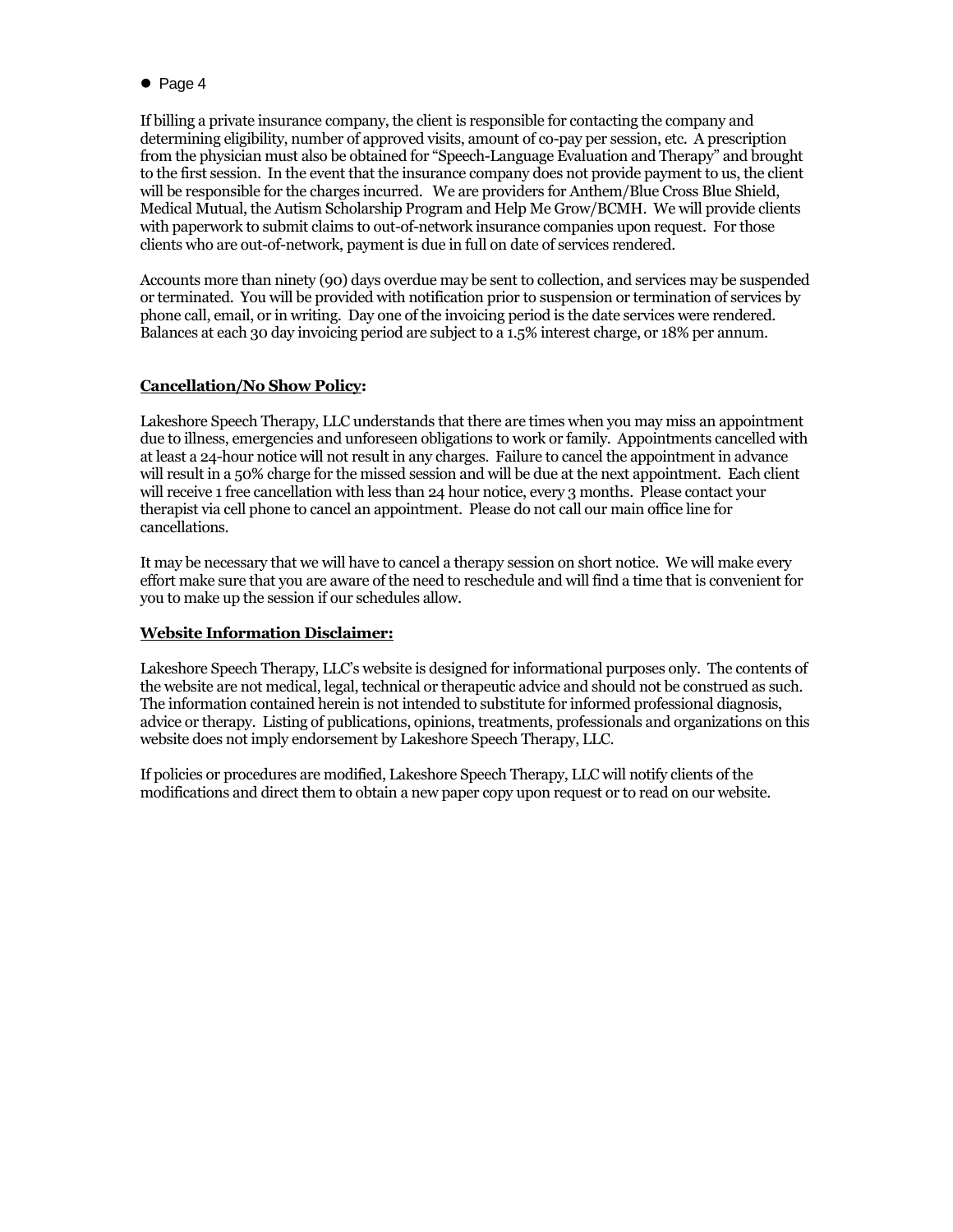If billing a private insurance company, the client is responsible for contacting the company and determining eligibility, number of approved visits, amount of co-pay per session, etc. A prescription from the physician must also be obtained for "Speech-Language Evaluation and Therapy" and brought to the first session. In the event that the insurance company does not provide payment to us, the client will be responsible for the charges incurred. We are providers for Anthem/Blue Cross Blue Shield, Medical Mutual, the Autism Scholarship Program and Help Me Grow/BCMH. We will provide clients with paperwork to submit claims to out-of-network insurance companies upon request. For those clients who are out-of-network, payment is due in full on date of services rendered.

Accounts more than ninety (90) days overdue may be sent to collection, and services may be suspended or terminated. You will be provided with notification prior to suspension or termination of services by phone call, email, or in writing. Day one of the invoicing period is the date services were rendered. Balances at each 30 day invoicing period are subject to a 1.5% interest charge, or 18% per annum.

**Cancellation/No Show Policy:**

Lakeshore Speech Therapy, LLC understands that there are times when you may miss an appointment due to illness, emergencies and unforeseen obligations to work or family. Appointments cancelled with at least a 24-hour notice will not result in any charges. Failure to cancel the appointment in advance will result in a 50% charge for the missed session and will be due at the next appointment. Each client will receive 1 free cancellation with less than 24 hour notice, every 3 months. Please contact your therapist via cell phone to cancel an appointment. Please do not call our main office line for cancellations.

It may be necessary that we will have to cancel a therapy session on short notice. We will make every effort make sure that you are aware of the need to reschedule and will find a time that is convenient for you to make up the session if our schedules allow.

**Website Information Disclaimer:**

Lakeshore Speech Therapy, LLC's website is designed for informational purposes only. The contents of the website are not medical, legal, technical or therapeutic advice and should not be construed as such. The information contained herein is not intended to substitute for informed professional diagnosis, advice or therapy. Listing of publications, opinions, treatments, professionals and organizations on this website does not imply endorsement by Lakeshore Speech Therapy, LLC.

If policies or procedures are modified, Lakeshore Speech Therapy, LLC will notify clients of the modifications and direct them to obtain a new paper copy upon request or to read on our website.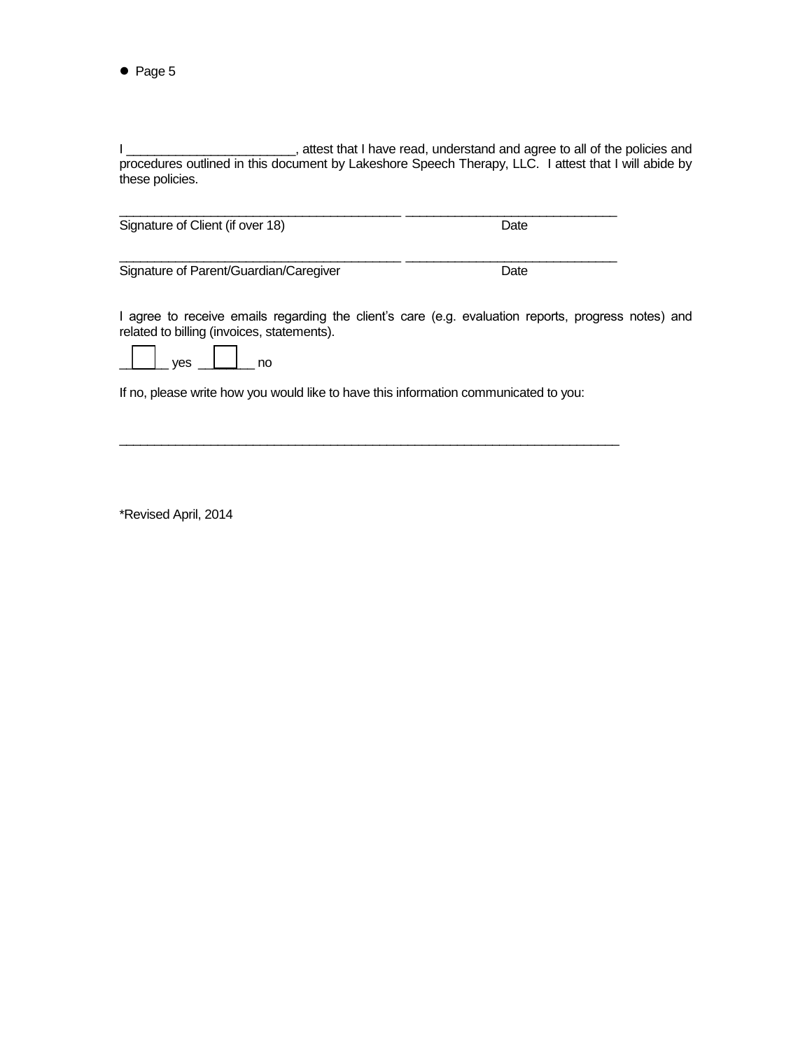I ________________________, attest that I have read, understand and agree to all of the policies and procedures outlined in this document by Lakeshore Speech Therapy, LLC. I attest that I will abide by these policies.

_________________________________________ _______________________________

Signature of Client (if over 18) Date

_________________________________________ _______________________________

Signature of Parent/Guardian/Caregiver Date

I agree to receive emails regarding the client's care (e.g. evaluation reports, progress notes) and related to billing (invoices, statements).

☐ yes ☐ no

If no, please write how you would like to have this information communicated to you:

__________________________________________________________________________

*Revised April, 2014